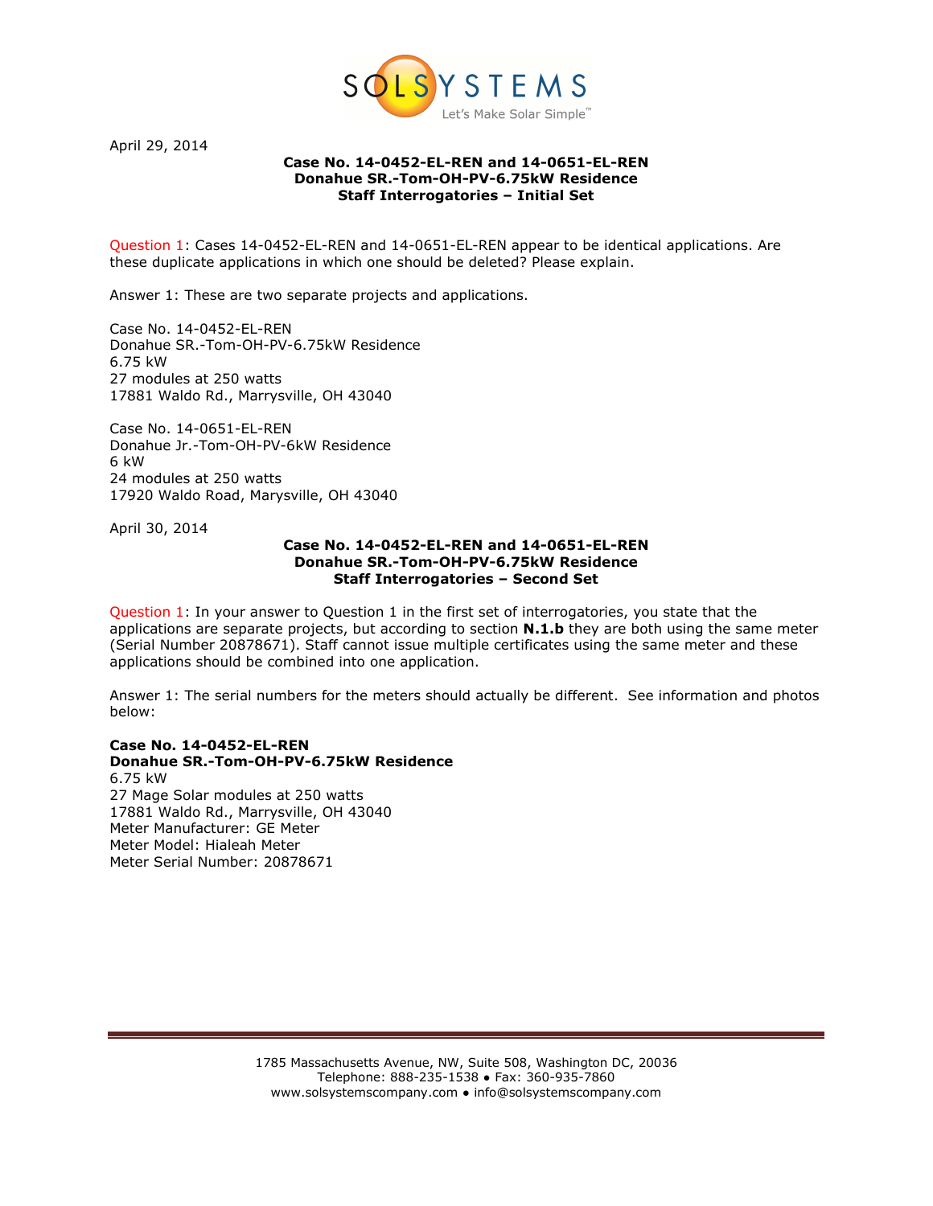SOLSYSTEMS
Let's Make Solar Simple™

April 29, 2014

**Case No. 14-0452-EL-REN and 14-0651-EL-REN**
**Donahue SR.-Tom-OH-PV-6.75kW Residence**
**Staff Interrogatories – Initial Set**

Question 1: Cases 14-0452-EL-REN and 14-0651-EL-REN appear to be identical applications. Are these duplicate applications in which one should be deleted? Please explain.

Answer 1: These are two separate projects and applications.

Case No. 14-0452-EL-REN
Donahue SR.-Tom-OH-PV-6.75kW Residence
6.75 kW
27 modules at 250 watts
17881 Waldo Rd., Marrysville, OH 43040

Case No. 14-0651-EL-REN
Donahue Jr.-Tom-OH-PV-6kW Residence
6 kW
24 modules at 250 watts
17920 Waldo Road, Marysville, OH 43040

April 30, 2014

**Case No. 14-0452-EL-REN and 14-0651-EL-REN**
**Donahue SR.-Tom-OH-PV-6.75kW Residence**
**Staff Interrogatories – Second Set**

Question 1: In your answer to Question 1 in the first set of interrogatories, you state that the applications are separate projects, but according to section **N.1.b** they are both using the same meter (Serial Number 20878671). Staff cannot issue multiple certificates using the same meter and these applications should be combined into one application.

Answer 1: The serial numbers for the meters should actually be different. See information and photos below:

**Case No. 14-0452-EL-REN**
**Donahue SR.-Tom-OH-PV-6.75kW Residence**
6.75 kW
27 Mage Solar modules at 250 watts
17881 Waldo Rd., Marrysville, OH 43040
Meter Manufacturer: GE Meter
Meter Model: Hialeah Meter
Meter Serial Number: 20878671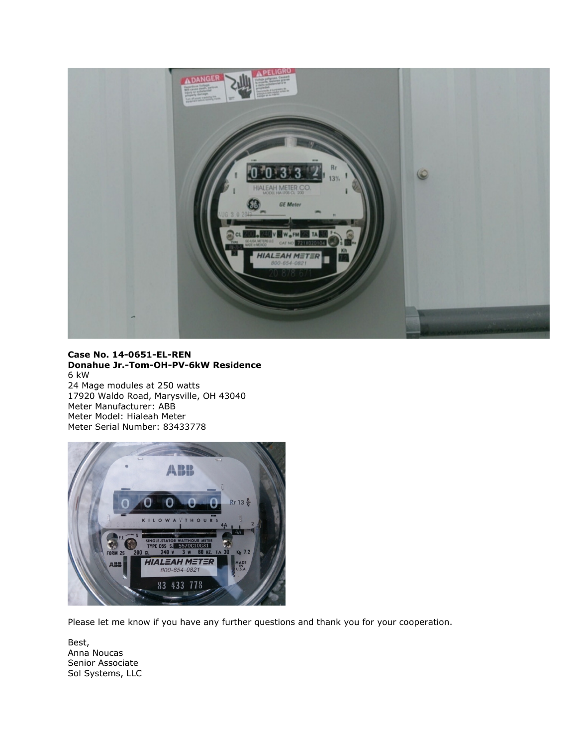**Case No. 14-0651-EL-REN**
**Donahue Jr.-Tom-OH-PV-6kW Residence**
6 kW
24 Mage modules at 250 watts
17920 Waldo Road, Marysville, OH 43040
Meter Manufacturer: ABB
Meter Model: Hialeah Meter
Meter Serial Number: 83433778

Please let me know if you have any further questions and thank you for your cooperation.

Best,
Anna Noucas
Senior Associate
Sol Systems, LLC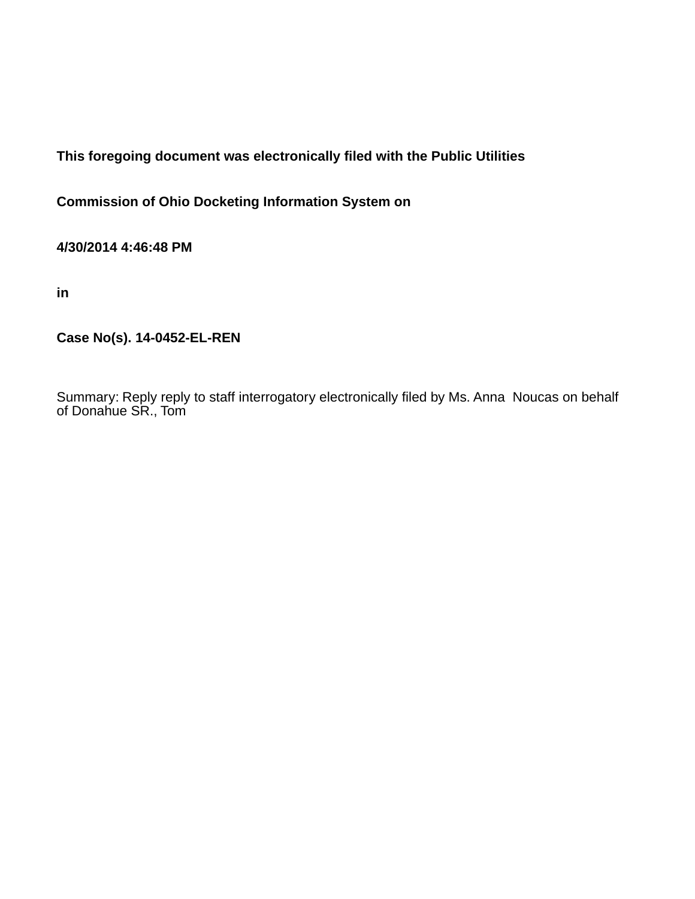**This foregoing document was electronically filed with the Public Utilities**

**Commission of Ohio Docketing Information System on**

**4/30/2014 4:46:48 PM**

**in**

**Case No(s). 14-0452-EL-REN**

Summary: Reply reply to staff interrogatory electronically filed by Ms. Anna  Noucas on behalf of Donahue SR., Tom